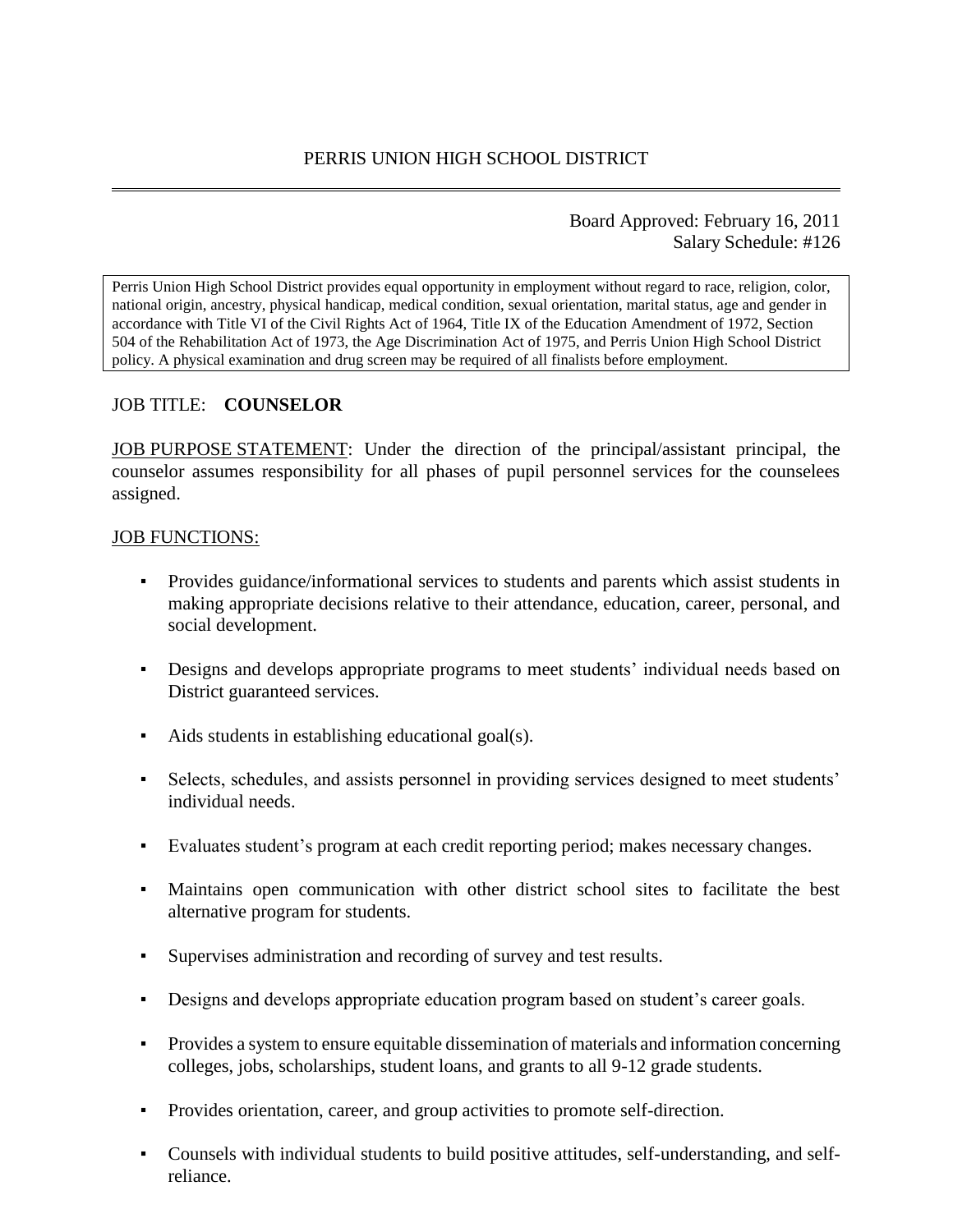# PERRIS UNION HIGH SCHOOL DISTRICT

Board Approved: February 16, 2011
Salary Schedule: #126

Perris Union High School District provides equal opportunity in employment without regard to race, religion, color, national origin, ancestry, physical handicap, medical condition, sexual orientation, marital status, age and gender in accordance with Title VI of the Civil Rights Act of 1964, Title IX of the Education Amendment of 1972, Section 504 of the Rehabilitation Act of 1973, the Age Discrimination Act of 1975, and Perris Union High School District policy. A physical examination and drug screen may be required of all finalists before employment.

JOB TITLE: **COUNSELOR**

JOB PURPOSE STATEMENT: Under the direction of the principal/assistant principal, the counselor assumes responsibility for all phases of pupil personnel services for the counselees assigned.

JOB FUNCTIONS:

- Provides guidance/informational services to students and parents which assist students in making appropriate decisions relative to their attendance, education, career, personal, and social development.
- Designs and develops appropriate programs to meet students' individual needs based on District guaranteed services.
- Aids students in establishing educational goal(s).
- Selects, schedules, and assists personnel in providing services designed to meet students' individual needs.
- Evaluates student's program at each credit reporting period; makes necessary changes.
- Maintains open communication with other district school sites to facilitate the best alternative program for students.
- Supervises administration and recording of survey and test results.
- Designs and develops appropriate education program based on student's career goals.
- Provides a system to ensure equitable dissemination of materials and information concerning colleges, jobs, scholarships, student loans, and grants to all 9-12 grade students.
- Provides orientation, career, and group activities to promote self-direction.
- Counsels with individual students to build positive attitudes, self-understanding, and self-reliance.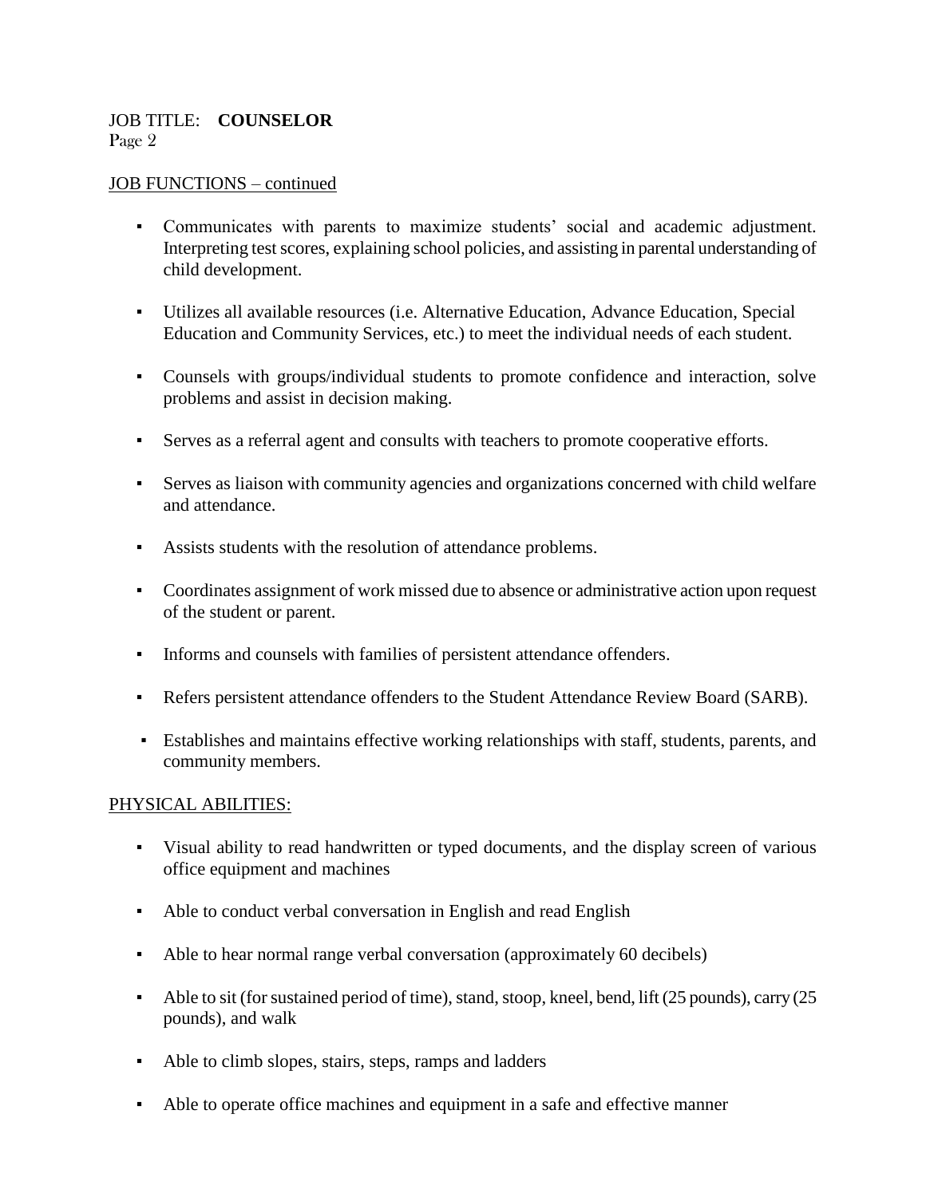JOB TITLE: **COUNSELOR**

JOB FUNCTIONS – continued

- Communicates with parents to maximize students' social and academic adjustment. Interpreting test scores, explaining school policies, and assisting in parental understanding of child development.
- Utilizes all available resources (i.e. Alternative Education, Advance Education, Special Education and Community Services, etc.) to meet the individual needs of each student.
- Counsels with groups/individual students to promote confidence and interaction, solve problems and assist in decision making.
- Serves as a referral agent and consults with teachers to promote cooperative efforts.
- Serves as liaison with community agencies and organizations concerned with child welfare and attendance.
- Assists students with the resolution of attendance problems.
- Coordinates assignment of work missed due to absence or administrative action upon request of the student or parent.
- Informs and counsels with families of persistent attendance offenders.
- Refers persistent attendance offenders to the Student Attendance Review Board (SARB).
- Establishes and maintains effective working relationships with staff, students, parents, and community members.

PHYSICAL ABILITIES:

- Visual ability to read handwritten or typed documents, and the display screen of various office equipment and machines
- Able to conduct verbal conversation in English and read English
- Able to hear normal range verbal conversation (approximately 60 decibels)
- Able to sit (for sustained period of time), stand, stoop, kneel, bend, lift (25 pounds), carry (25 pounds), and walk
- Able to climb slopes, stairs, steps, ramps and ladders
- Able to operate office machines and equipment in a safe and effective manner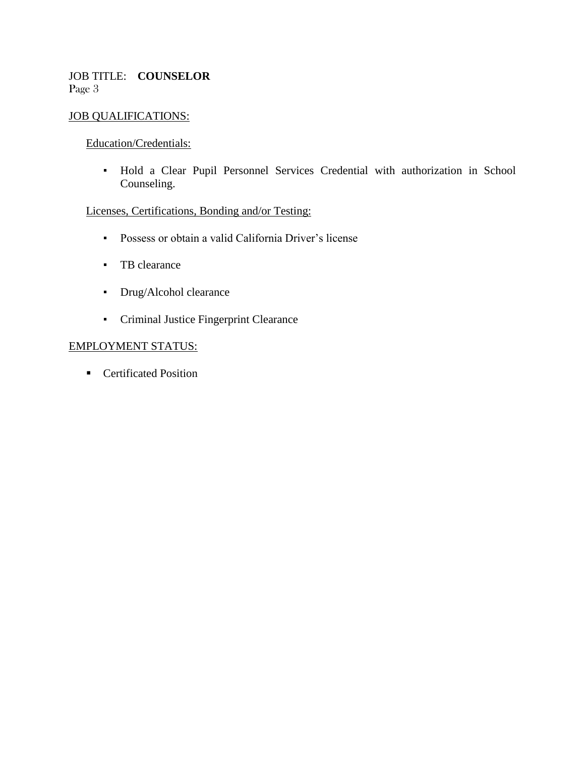JOB TITLE: **COUNSELOR**

## JOB QUALIFICATIONS:

### Education/Credentials:

- Hold a Clear Pupil Personnel Services Credential with authorization in School Counseling.

### Licenses, Certifications, Bonding and/or Testing:

- Possess or obtain a valid California Driver's license
- TB clearance
- Drug/Alcohol clearance
- Criminal Justice Fingerprint Clearance

## EMPLOYMENT STATUS:

- Certificated Position